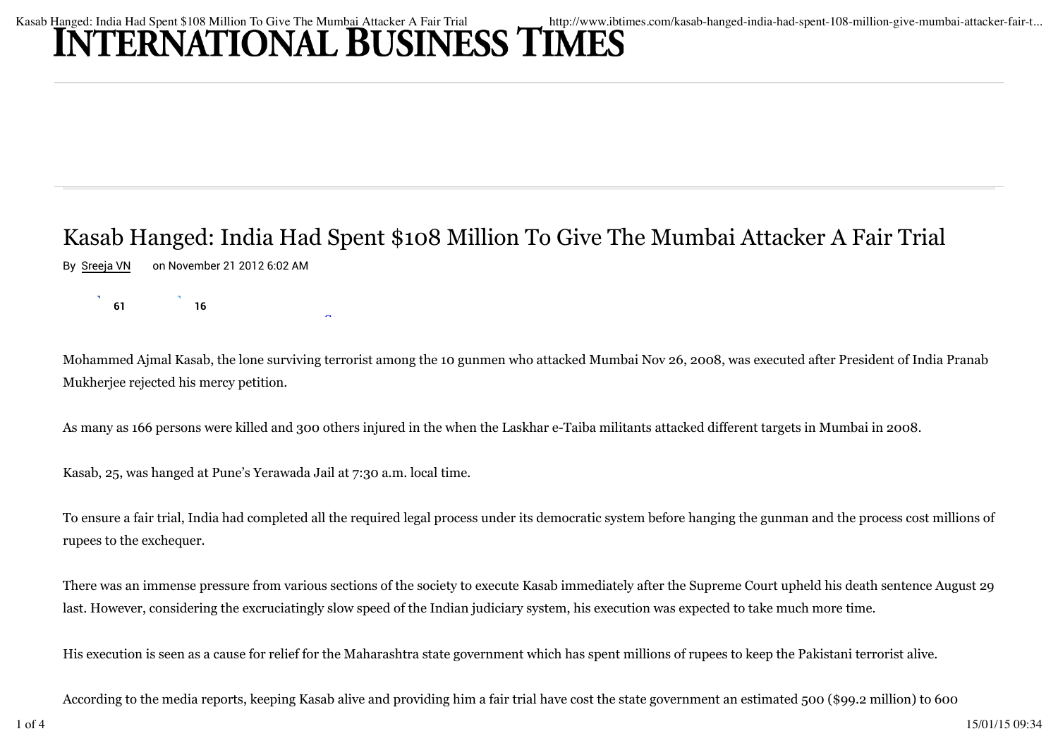# Kasab Hanged: India Had Spent $108 Million To Give The Mumbai Attacker A Fair Trial

By Sreeja VN on November 21 2012 6:02 AM

Mohammed Ajmal Kasab, the lone surviving terrorist among the 10 gunmen who attacked Mumbai Nov 26, 2008, was executed after President of India Pranab Mukherjee rejected his mercy petition.

As many as 166 persons were killed and 300 others injured in the when the Laskhar e-Taiba militants attacked different targets in Mumbai in 2008.

Kasab, 25, was hanged at Pune's Yerawada Jail at 7:30 a.m. local time.

To ensure a fair trial, India had completed all the required legal process under its democratic system before hanging the gunman and the process cost millions of rupees to the exchequer.

There was an immense pressure from various sections of the society to execute Kasab immediately after the Supreme Court upheld his death sentence August 29 last. However, considering the excruciatingly slow speed of the Indian judiciary system, his execution was expected to take much more time.

His execution is seen as a cause for relief for the Maharashtra state government which has spent millions of rupees to keep the Pakistani terrorist alive.

According to the media reports, keeping Kasab alive and providing him a fair trial have cost the state government an estimated 500 ($99.2 million) to 600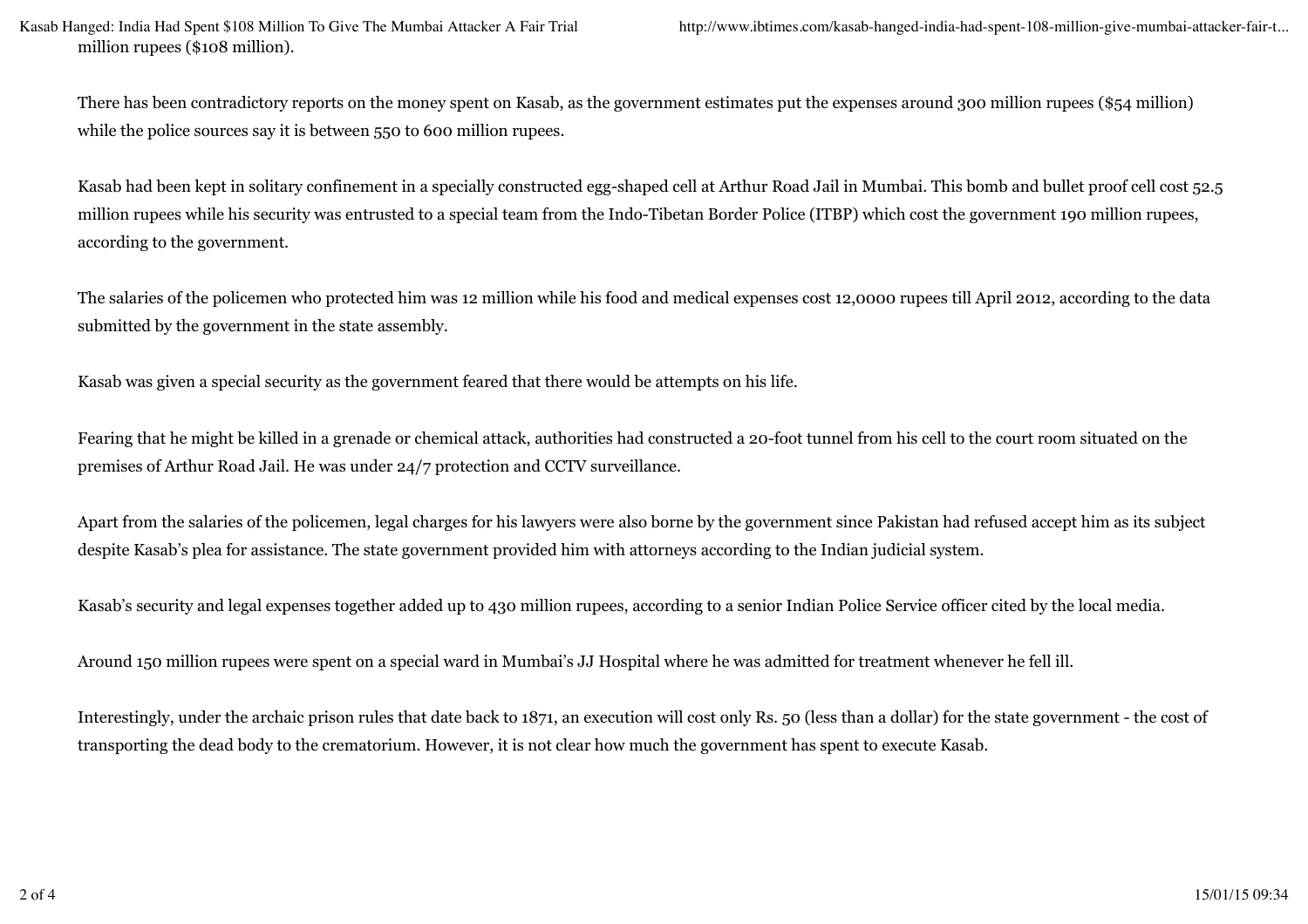million rupees ($108 million).

There has been contradictory reports on the money spent on Kasab, as the government estimates put the expenses around 300 million rupees ($54 million) while the police sources say it is between 550 to 600 million rupees.

Kasab had been kept in solitary confinement in a specially constructed egg-shaped cell at Arthur Road Jail in Mumbai. This bomb and bullet proof cell cost 52.5 million rupees while his security was entrusted to a special team from the Indo-Tibetan Border Police (ITBP) which cost the government 190 million rupees, according to the government.

The salaries of the policemen who protected him was 12 million while his food and medical expenses cost 12,0000 rupees till April 2012, according to the data submitted by the government in the state assembly.

Kasab was given a special security as the government feared that there would be attempts on his life.

Fearing that he might be killed in a grenade or chemical attack, authorities had constructed a 20-foot tunnel from his cell to the court room situated on the premises of Arthur Road Jail. He was under 24/7 protection and CCTV surveillance.

Apart from the salaries of the policemen, legal charges for his lawyers were also borne by the government since Pakistan had refused accept him as its subject despite Kasab's plea for assistance. The state government provided him with attorneys according to the Indian judicial system.

Kasab's security and legal expenses together added up to 430 million rupees, according to a senior Indian Police Service officer cited by the local media.

Around 150 million rupees were spent on a special ward in Mumbai's JJ Hospital where he was admitted for treatment whenever he fell ill.

Interestingly, under the archaic prison rules that date back to 1871, an execution will cost only Rs. 50 (less than a dollar) for the state government - the cost of transporting the dead body to the crematorium. However, it is not clear how much the government has spent to execute Kasab.